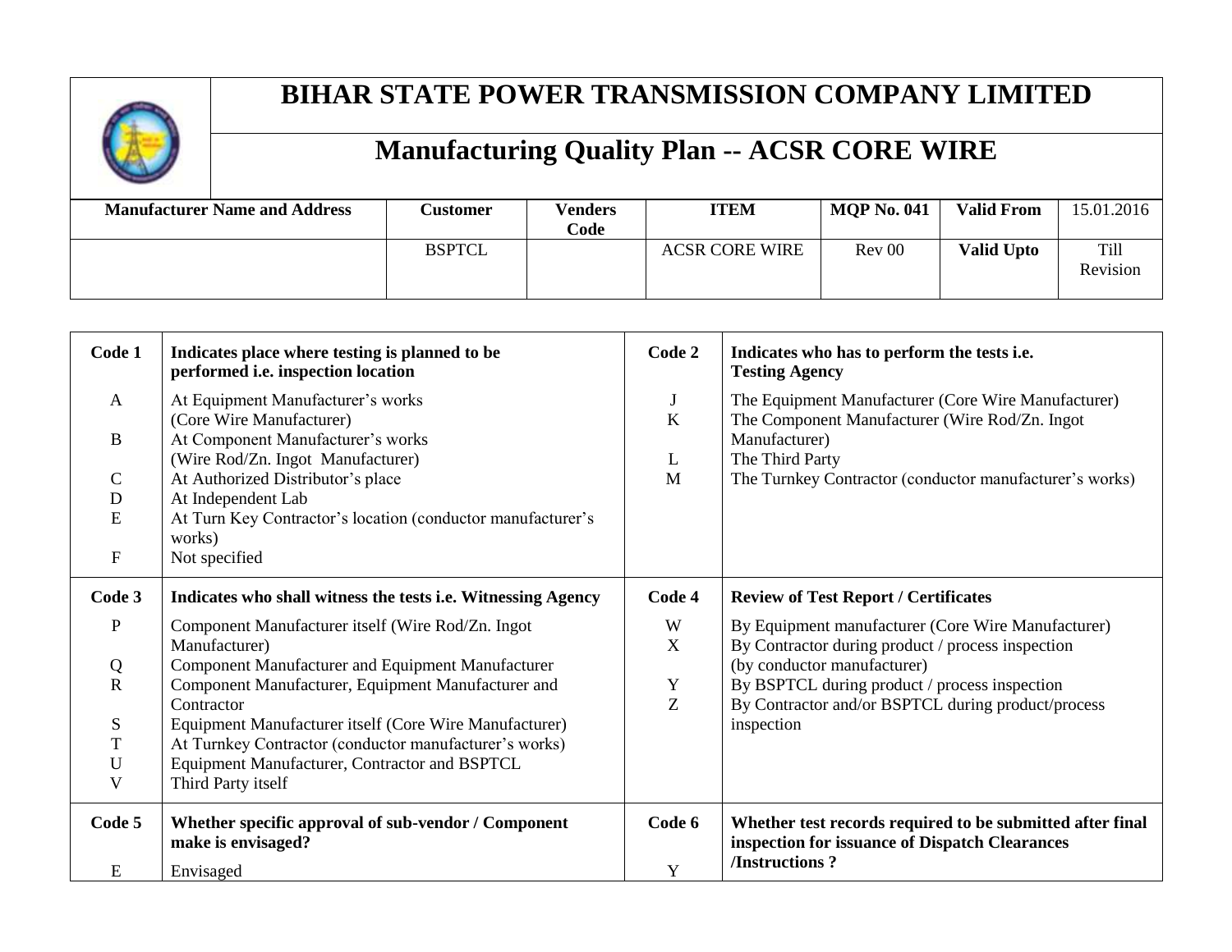# BIHAR STATE POWER TRANSMISSION COMPANY LIMITED

## Manufacturing Quality Plan -- ACSR CORE WIRE

| Manufacturer Name and Address | Customer | Venders Code | ITEM | MQP No. 041 | Valid From | 15.01.2016 |
|---|---|---|---|---|---|---|
| | BSPTCL | | ACSR CORE WIRE | Rev 00 | Valid Upto | Till Revision |

| Code 1 | Indicates place where testing is planned to be performed i.e. inspection location | Code 2 | Indicates who has to perform the tests i.e. Testing Agency |
|---|---|---|---|
| A | At Equipment Manufacturer's works (Core Wire Manufacturer) | J | The Equipment Manufacturer (Core Wire Manufacturer) |
| B | At Component Manufacturer's works (Wire Rod/Zn. Ingot Manufacturer) | K | The Component Manufacturer (Wire Rod/Zn. Ingot Manufacturer) |
| C | At Authorized Distributor's place | L | The Third Party |
| D | At Independent Lab | M | The Turnkey Contractor (conductor manufacturer's works) |
| E | At Turn Key Contractor's location (conductor manufacturer's works) | | |
| F | Not specified | | |
| **Code 3** | **Indicates who shall witness the tests i.e. Witnessing Agency** | **Code 4** | **Review of Test Report / Certificates** |
| P | Component Manufacturer itself (Wire Rod/Zn. Ingot Manufacturer) | W | By Equipment manufacturer (Core Wire Manufacturer) |
| Q | Component Manufacturer and Equipment Manufacturer | X | By Contractor during product / process inspection (by conductor manufacturer) |
| R | Component Manufacturer, Equipment Manufacturer and Contractor | Y | By BSPTCL during product / process inspection |
| S | Equipment Manufacturer itself (Core Wire Manufacturer) | Z | By Contractor and/or BSPTCL during product/process inspection |
| T | At Turnkey Contractor (conductor manufacturer's works) | | |
| U | Equipment Manufacturer, Contractor and BSPTCL | | |
| V | Third Party itself | | |
| **Code 5** | **Whether specific approval of sub-vendor / Component make is envisaged?** | **Code 6** | **Whether test records required to be submitted after final inspection for issuance of Dispatch Clearances /Instructions ?** |
| E | Envisaged | Y | |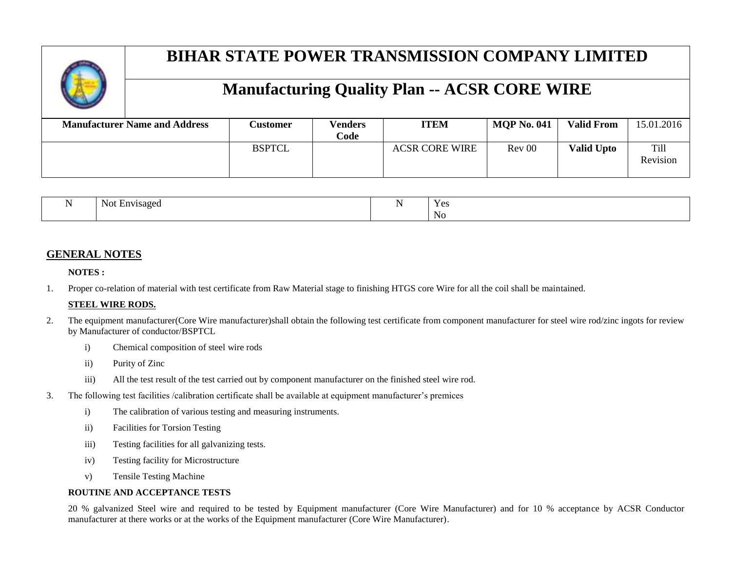# BIHAR STATE POWER TRANSMISSION COMPANY LIMITED

## Manufacturing Quality Plan -- ACSR CORE WIRE

| Manufacturer Name and Address | Customer | Venders Code | ITEM | MQP No. 041 | Valid From | 15.01.2016 |
|---|---|---|---|---|---|---|
| | BSPTCL | | ACSR CORE WIRE | Rev 00 | Valid Upto | Till Revision |

| N | Not Envisaged | N | Yes<br>No |
|---|---|---|---|

## GENERAL NOTES

**NOTES :**

1. Proper co-relation of material with test certificate from Raw Material stage to finishing HTGS core Wire for all the coil shall be maintained.

**STEEL WIRE RODS.**

2. The equipment manufacturer(Core Wire manufacturer)shall obtain the following test certificate from component manufacturer for steel wire rod/zinc ingots for review by Manufacturer of conductor/BSPTCL
   i) Chemical composition of steel wire rods
   ii) Purity of Zinc
   iii) All the test result of the test carried out by component manufacturer on the finished steel wire rod.
3. The following test facilities /calibration certificate shall be available at equipment manufacturer's premices
   i) The calibration of various testing and measuring instruments.
   ii) Facilities for Torsion Testing
   iii) Testing facilities for all galvanizing tests.
   iv) Testing facility for Microstructure
   v) Tensile Testing Machine

**ROUTINE AND ACCEPTANCE TESTS**

20 % galvanized Steel wire and required to be tested by Equipment manufacturer (Core Wire Manufacturer) and for 10 % acceptance by ACSR Conductor manufacturer at there works or at the works of the Equipment manufacturer (Core Wire Manufacturer).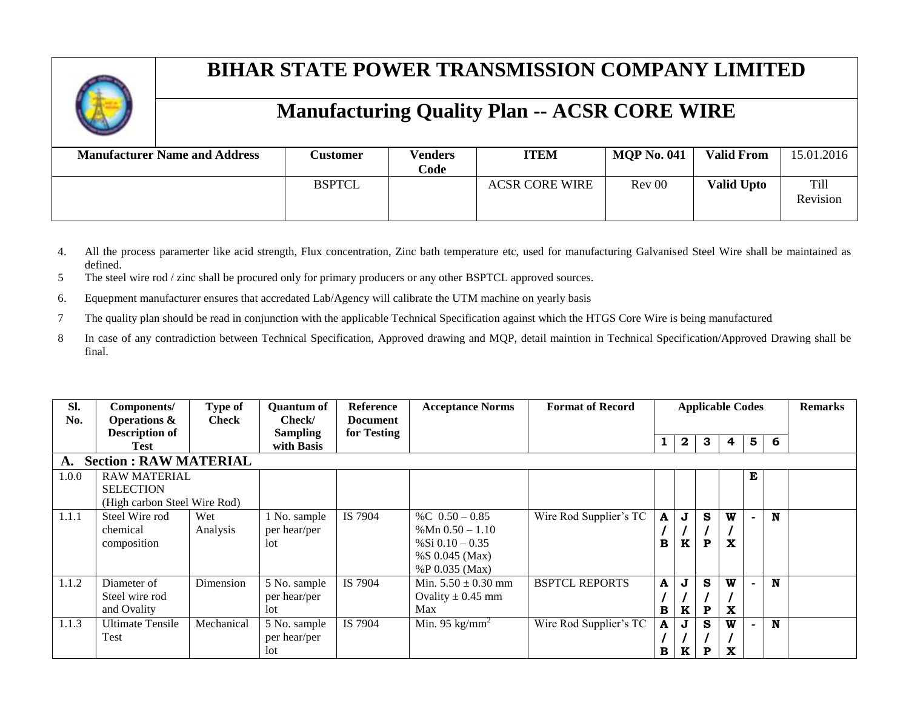# BIHAR STATE POWER TRANSMISSION COMPANY LIMITED

## Manufacturing Quality Plan -- ACSR CORE WIRE

| Manufacturer Name and Address | Customer | Venders Code | ITEM | MQP No. 041 | Valid From | 15.01.2016 |
|---|---|---|---|---|---|---|
| | BSPTCL | | ACSR CORE WIRE | Rev 00 | Valid Upto | Till Revision |

4. All the process paramerter like acid strength, Flux concentration, Zinc bath temperature etc, used for manufacturing Galvanised Steel Wire shall be maintained as defined.
5 The steel wire rod / zinc shall be procured only for primary producers or any other BSPTCL approved sources.
6. Equepment manufacturer ensures that accredated Lab/Agency will calibrate the UTM machine on yearly basis
7 The quality plan should be read in conjunction with the applicable Technical Specification against which the HTGS Core Wire is being manufactured
8 In case of any contradiction between Technical Specification, Approved drawing and MQP, detail maintion in Technical Specification/Approved Drawing shall be final.

| Sl. No. | Components/ Operations & Description of Test | Type of Check | Quantum of Check/ Sampling with Basis | Reference Document for Testing | Acceptance Norms | Format of Record | Applicable Codes | | | | | | Remarks |
|---|---|---|---|---|---|---|---|---|---|---|---|---|---|
| | | | | | | | 1 | 2 | 3 | 4 | 5 | 6 | |
| **A. Section : RAW MATERIAL** | | | | | | | | | | | | | |
| 1.0.0 | RAW MATERIAL SELECTION (High carbon Steel Wire Rod) | | | | | | | | | | E | | |
| 1.1.1 | Steel Wire rod chemical composition | Wet Analysis | 1 No. sample per hear/per lot | IS 7904 | %C 0.50 – 0.85<br>%Mn 0.50 – 1.10<br>%Si 0.10 – 0.35<br>%S 0.045 (Max)<br>%P 0.035 (Max) | Wire Rod Supplier's TC | A / B | J / K | S / P | W / X | - | N | |
| 1.1.2 | Diameter of Steel wire rod and Ovality | Dimension | 5 No. sample per hear/per lot | IS 7904 | Min. 5.50 ± 0.30 mm<br>Ovality ± 0.45 mm Max | BSPTCL REPORTS | A / B | J / K | S / P | W / X | - | N | |
| 1.1.3 | Ultimate Tensile Test | Mechanical | 5 No. sample per hear/per lot | IS 7904 | Min. 95 kg/mm$^2$ | Wire Rod Supplier's TC | A / B | J / K | S / P | W / X | - | N | |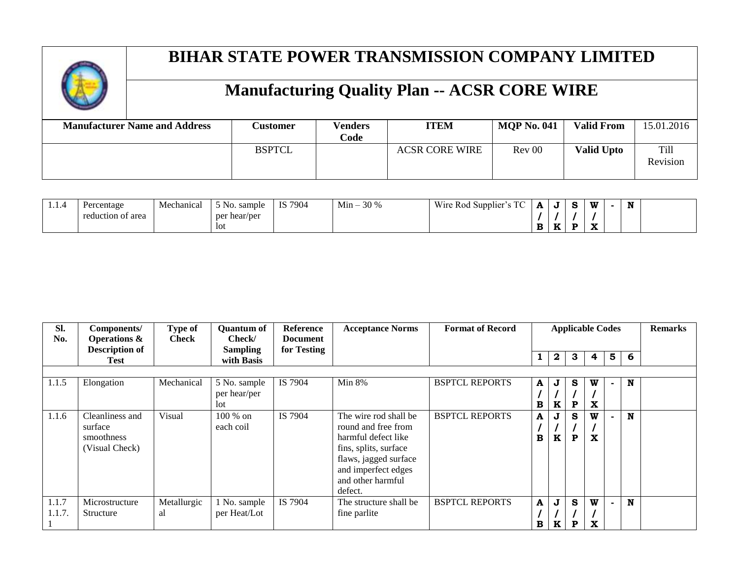# BIHAR STATE POWER TRANSMISSION COMPANY LIMITED

## Manufacturing Quality Plan -- ACSR CORE WIRE

| Manufacturer Name and Address | Customer | Venders Code | ITEM | MQP No. 041 | Valid From | 15.01.2016 |
|---|---|---|---|---|---|---|
| | BSPTCL | | ACSR CORE WIRE | Rev 00 | Valid Upto | Till Revision |

| Sl. No. | Components/ Operations & Description of Test | Type of Check | Quantum of Check/ Sampling with Basis | Reference Document for Testing | Acceptance Norms | Format of Record | Applicable Codes | | | | | | Remarks |
|---|---|---|---|---|---|---|---|---|---|---|---|---|---|
| | | | | | | | 1 | 2 | 3 | 4 | 5 | 6 | |
| 1.1.4 | Percentage reduction of area | Mechanical | 5 No. sample per hear/per lot | IS 7904 | Min – 30 % | Wire Rod Supplier's TC | A / B | J / K | S / P | W / X | - | N | |
| 1.1.5 | Elongation | Mechanical | 5 No. sample per hear/per lot | IS 7904 | Min 8% | BSPTCL REPORTS | A / B | J / K | S / P | W / X | - | N | |
| 1.1.6 | Cleanliness and surface smoothness (Visual Check) | Visual | 100 % on each coil | IS 7904 | The wire rod shall be round and free from harmful defect like fins, splits, surface flaws, jagged surface and imperfect edges and other harmful defect. | BSPTCL REPORTS | A / B | J / K | S / P | W / X | - | N | |
| 1.1.7 1.1.7.1 | Microstructure Structure | Metallurgical | 1 No. sample per Heat/Lot | IS 7904 | The structure shall be fine parlite | BSPTCL REPORTS | A / B | J / K | S / P | W / X | - | N | |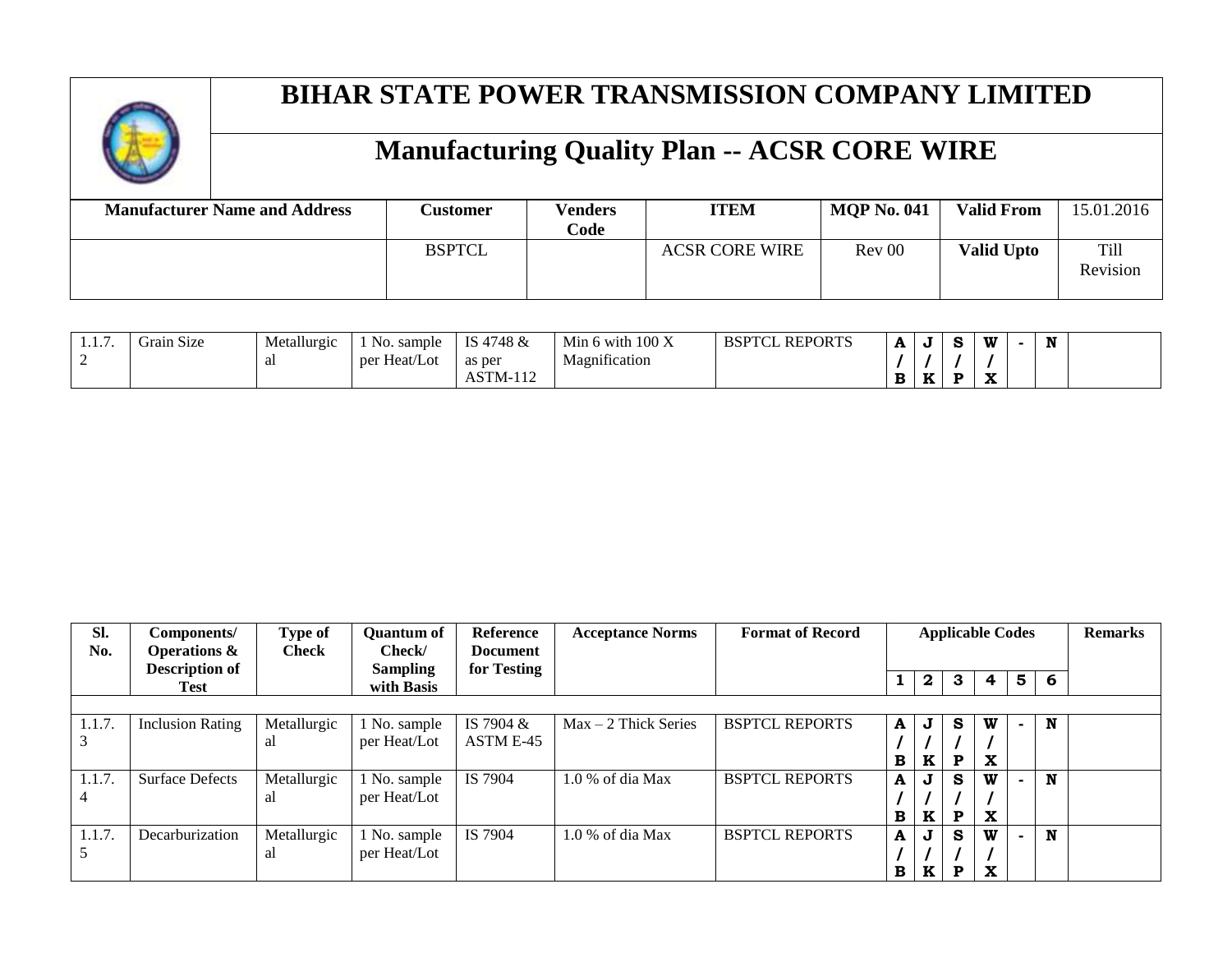# BIHAR STATE POWER TRANSMISSION COMPANY LIMITED

## Manufacturing Quality Plan -- ACSR CORE WIRE

| Manufacturer Name and Address | Customer | Venders Code | ITEM | MQP No. 041 | Valid From | 15.01.2016 |
|---|---|---|---|---|---|---|
| | BSPTCL | | ACSR CORE WIRE | Rev 00 | Valid Upto | Till Revision |

| Sl. No. | Components/ Operations & Description of Test | Type of Check | Quantum of Check/ Sampling with Basis | Reference Document for Testing | Acceptance Norms | Format of Record | Applicable Codes | | | | | | Remarks |
|---|---|---|---|---|---|---|---|---|---|---|---|---|---|
| | | | | | | | 1 | 2 | 3 | 4 | 5 | 6 | |
| 1.1.7.2 | Grain Size | Metallurgical | 1 No. sample per Heat/Lot | IS 4748 & as per ASTM-112 | Min 6 with 100 X Magnification | BSPTCL REPORTS | A/B | J/K | S/P | W/X | - | N | |
| 1.1.7.3 | Inclusion Rating | Metallurgical | 1 No. sample per Heat/Lot | IS 7904 & ASTM E-45 | Max – 2 Thick Series | BSPTCL REPORTS | A/B | J/K | S/P | W/X | - | N | |
| 1.1.7.4 | Surface Defects | Metallurgical | 1 No. sample per Heat/Lot | IS 7904 | 1.0 % of dia Max | BSPTCL REPORTS | A/B | J/K | S/P | W/X | - | N | |
| 1.1.7.5 | Decarburization | Metallurgical | 1 No. sample per Heat/Lot | IS 7904 | 1.0 % of dia Max | BSPTCL REPORTS | A/B | J/K | S/P | W/X | - | N | |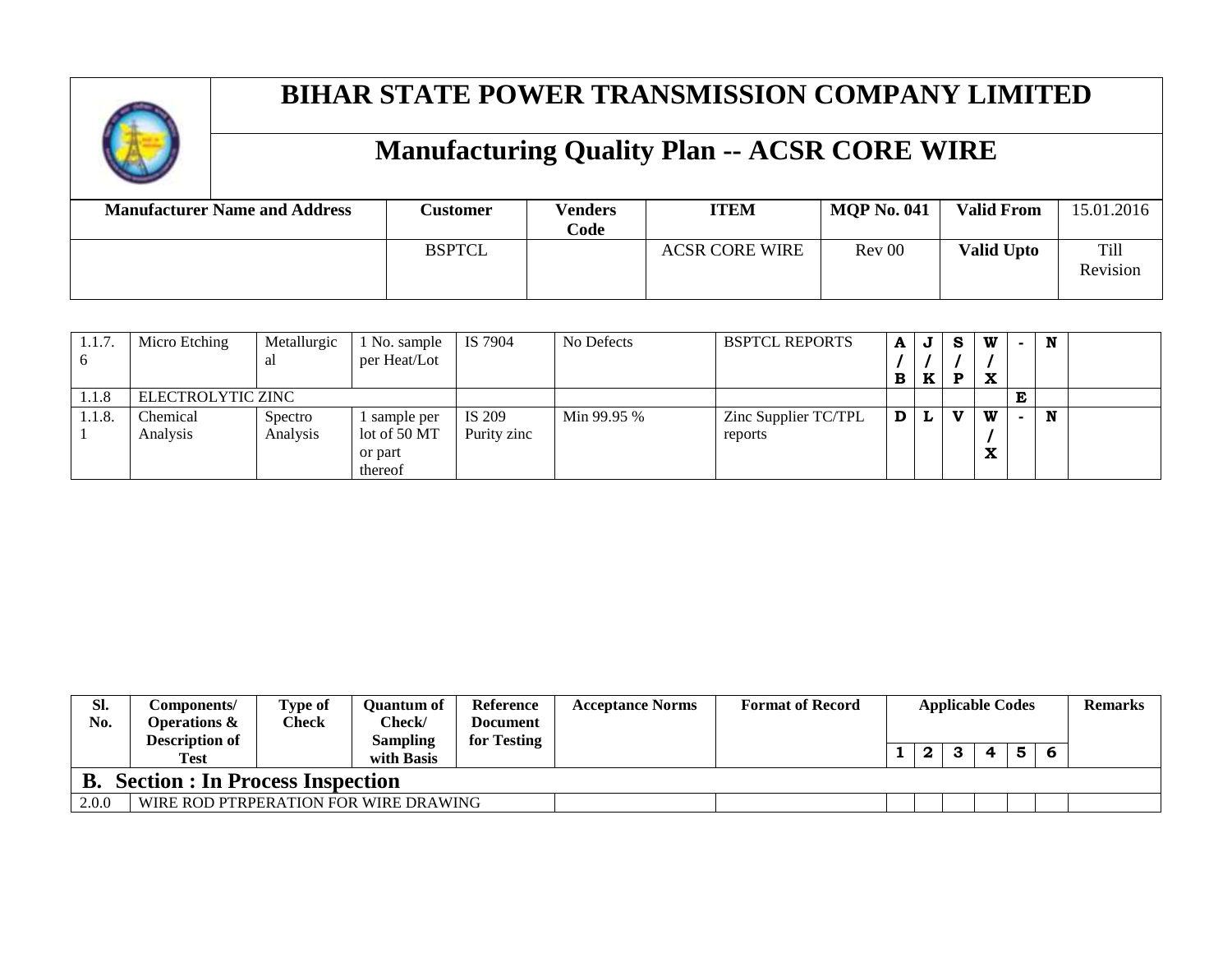# BIHAR STATE POWER TRANSMISSION COMPANY LIMITED

## Manufacturing Quality Plan -- ACSR CORE WIRE

| Manufacturer Name and Address | Customer | Venders Code | ITEM | MQP No. 041 | Valid From | 15.01.2016 |
|---|---|---|---|---|---|---|
| | BSPTCL | | ACSR CORE WIRE | Rev 00 | Valid Upto | Till Revision |

| 1.1.7.6 | Micro Etching | Metallurgical | 1 No. sample per Heat/Lot | IS 7904 | No Defects | BSPTCL REPORTS | A / B | J / K | S / P | W / X | - | N | |
|---|---|---|---|---|---|---|---|---|---|---|---|---|---|
| 1.1.8 | ELECTROLYTIC ZINC | | | | | | | | | | E | | |
| 1.1.8.1 | Chemical Analysis | Spectro Analysis | 1 sample per lot of 50 MT or part thereof | IS 209 Purity zinc | Min 99.95 % | Zinc Supplier TC/TPL reports | D | L | V | W / X | - | N | |

| Sl. No. | Components/ Operations & Description of Test | Type of Check | Quantum of Check/ Sampling with Basis | Reference Document for Testing | Acceptance Norms | Format of Record | Applicable Codes | | | | | | Remarks |
|---|---|---|---|---|---|---|---|---|---|---|---|---|---|
| | | | | | | | 1 | 2 | 3 | 4 | 5 | 6 | |
| **B. Section : In Process Inspection** | | | | | | | | | | | | | |
| 2.0.0 | WIRE ROD PTRPERATION FOR WIRE DRAWING | | | | | | | | | | | | |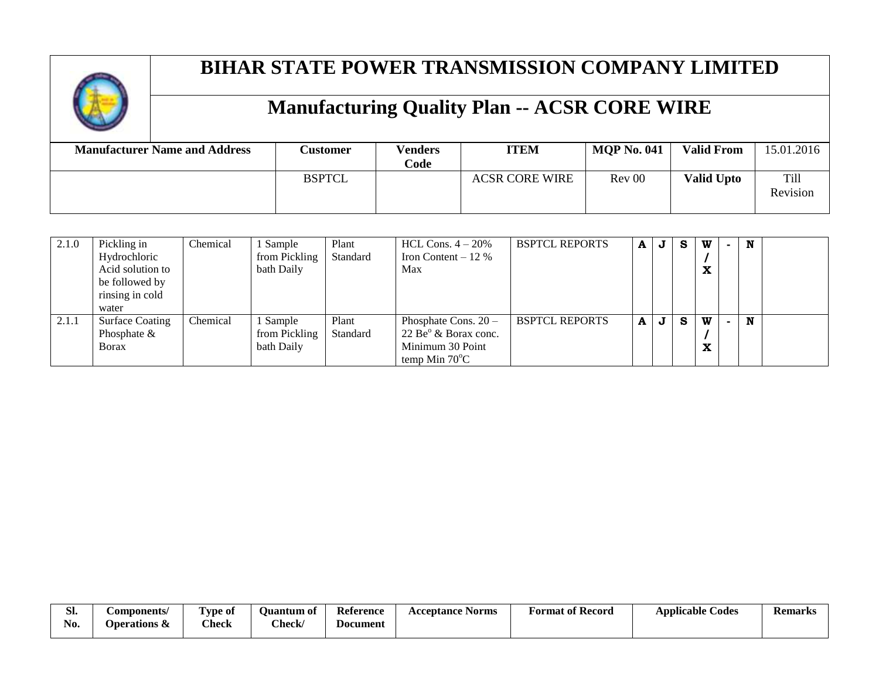# BIHAR STATE POWER TRANSMISSION COMPANY LIMITED

## Manufacturing Quality Plan -- ACSR CORE WIRE

| Manufacturer Name and Address | Customer | Venders Code | ITEM | MQP No. 041 | Valid From | 15.01.2016 |
|---|---|---|---|---|---|---|
| | BSPTCL | | ACSR CORE WIRE | Rev 00 | Valid Upto | Till Revision |

| Sl. No. | Components/ Operations & | Type of Check | Quantum of Check/ | Reference Document | Acceptance Norms | Format of Record | Applicable Codes | | | | | | Remarks |
|---|---|---|---|---|---|---|---|---|---|---|---|---|---|
| 2.1.0 | Pickling in Hydrochloric Acid solution to be followed by rinsing in cold water | Chemical | 1 Sample from Pickling bath Daily | Plant Standard | HCL Cons. 4 – 20% Iron Content – 12 % Max | BSPTCL REPORTS | A | J | S | W / X | - | N | |
| 2.1.1 | Surface Coating Phosphate & Borax | Chemical | 1 Sample from Pickling bath Daily | Plant Standard | Phosphate Cons. 20 – 22 Be$^{o}$ & Borax conc. Minimum 30 Point temp Min 70$^{o}$C | BSPTCL REPORTS | A | J | S | W / X | - | N | |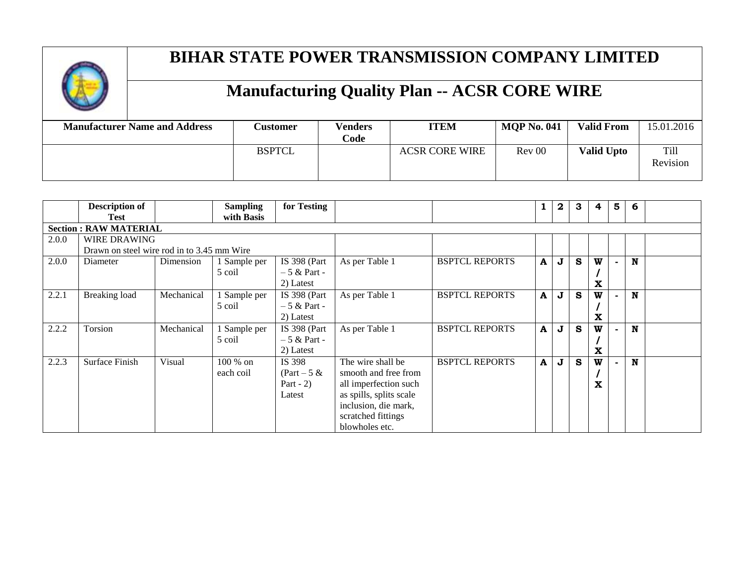# BIHAR STATE POWER TRANSMISSION COMPANY LIMITED

## Manufacturing Quality Plan -- ACSR CORE WIRE

| Manufacturer Name and Address | Customer | Venders Code | ITEM | MQP No. 041 | Valid From | 15.01.2016 |
|---|---|---|---|---|---|---|
| | BSPTCL | | ACSR CORE WIRE | Rev 00 | Valid Upto | Till Revision |

| | Description of Test | | Sampling with Basis | for Testing | | | 1 | 2 | 3 | 4 | 5 | 6 | |
|---|---|---|---|---|---|---|---|---|---|---|---|---|---|
| **Section : RAW MATERIAL** | | | | | | | | | | | | | |
| 2.0.0 | WIRE DRAWING<br>Drawn on steel wire rod in to 3.45 mm Wire | | | | | | | | | | | | |
| 2.0.0 | Diameter | Dimension | 1 Sample per 5 coil | IS 398 (Part – 5 & Part - 2) Latest | As per Table 1 | BSPTCL REPORTS | A | J | S | W / X | - | N | |
| 2.2.1 | Breaking load | Mechanical | 1 Sample per 5 coil | IS 398 (Part – 5 & Part - 2) Latest | As per Table 1 | BSPTCL REPORTS | A | J | S | W / X | - | N | |
| 2.2.2 | Torsion | Mechanical | 1 Sample per 5 coil | IS 398 (Part – 5 & Part - 2) Latest | As per Table 1 | BSPTCL REPORTS | A | J | S | W / X | - | N | |
| 2.2.3 | Surface Finish | Visual | 100 % on each coil | IS 398 (Part – 5 & Part - 2) Latest | The wire shall be smooth and free from all imperfection such as spills, splits scale inclusion, die mark, scratched fittings blowholes etc. | BSPTCL REPORTS | A | J | S | W / X | - | N | |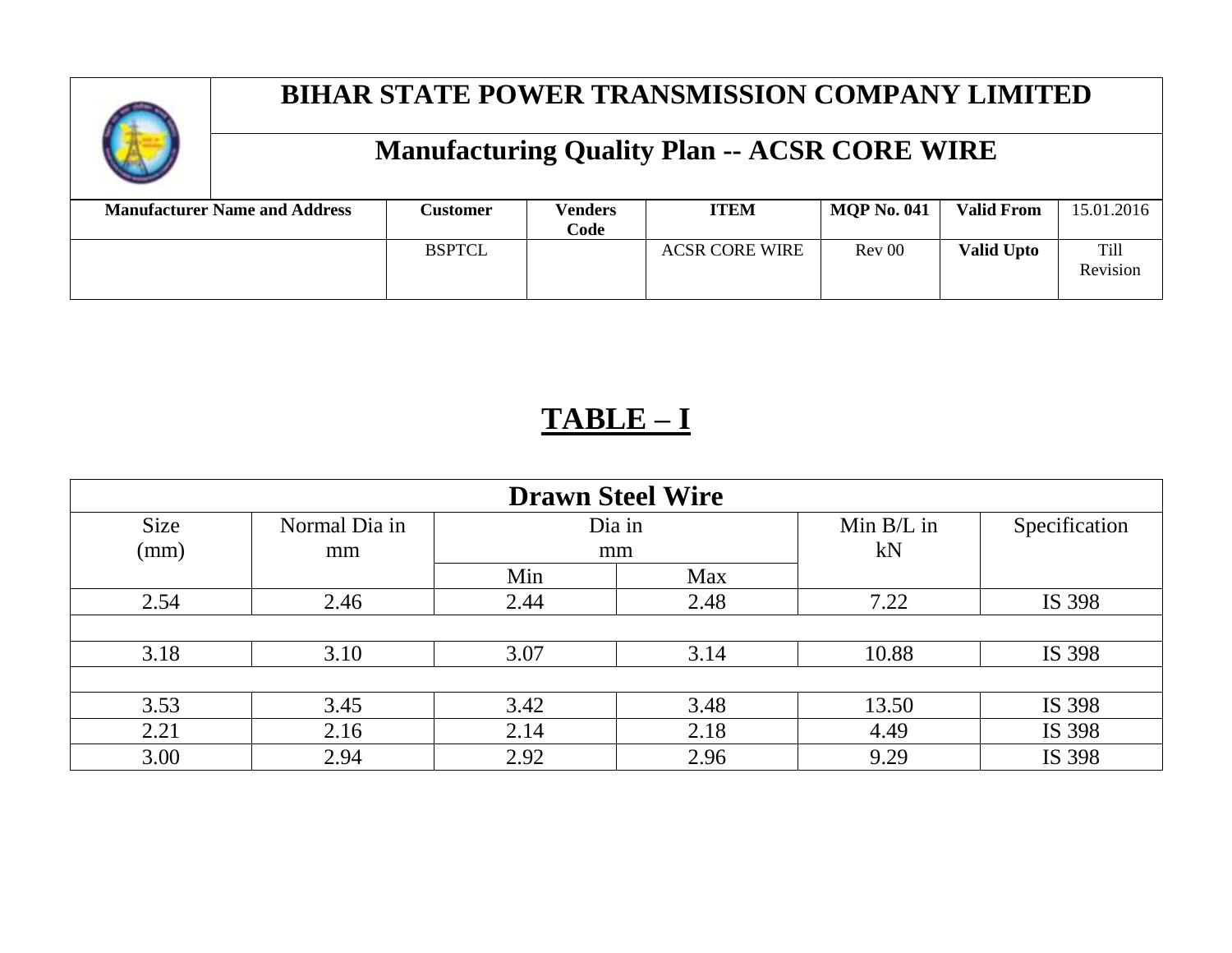# BIHAR STATE POWER TRANSMISSION COMPANY LIMITED

## Manufacturing Quality Plan -- ACSR CORE WIRE

| Manufacturer Name and Address | Customer | Venders Code | ITEM | MQP No. 041 | Valid From | 15.01.2016 |
|---|---|---|---|---|---|---|
| | BSPTCL | | ACSR CORE WIRE | Rev 00 | Valid Upto | Till Revision |

## TABLE – I

| Drawn Steel Wire | | | | | |
|---|---|---|---|---|---|
| Size (mm) | Normal Dia in mm | Dia in mm | | Min B/L in kN | Specification |
| | | Min | Max | | |
| 2.54 | 2.46 | 2.44 | 2.48 | 7.22 | IS 398 |
| | | | | | |
| 3.18 | 3.10 | 3.07 | 3.14 | 10.88 | IS 398 |
| | | | | | |
| 3.53 | 3.45 | 3.42 | 3.48 | 13.50 | IS 398 |
| 2.21 | 2.16 | 2.14 | 2.18 | 4.49 | IS 398 |
| 3.00 | 2.94 | 2.92 | 2.96 | 9.29 | IS 398 |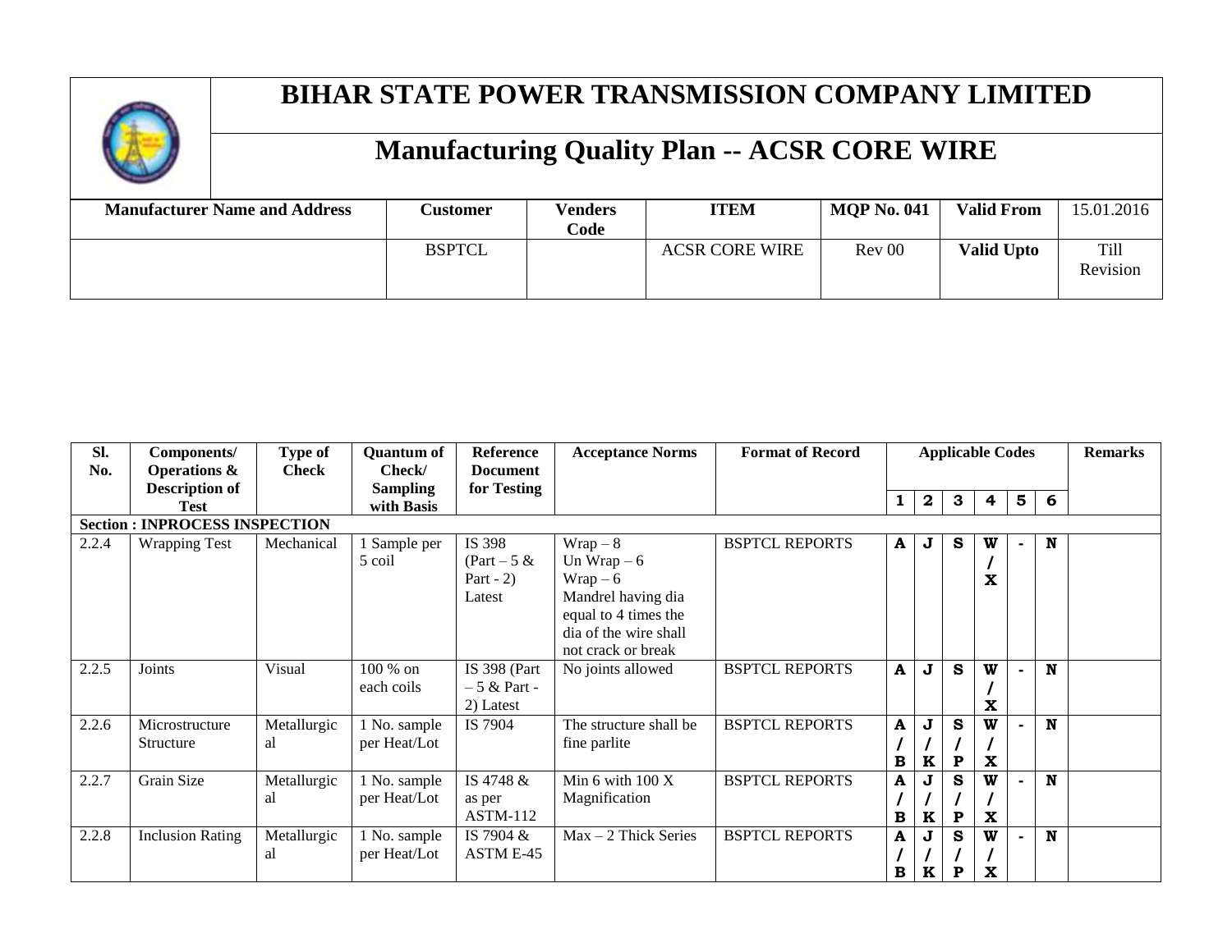# BIHAR STATE POWER TRANSMISSION COMPANY LIMITED

## Manufacturing Quality Plan -- ACSR CORE WIRE

| Manufacturer Name and Address | Customer | Venders Code | ITEM | MQP No. 041 | Valid From | 15.01.2016 |
|---|---|---|---|---|---|---|
| | BSPTCL | | ACSR CORE WIRE | Rev 00 | Valid Upto | Till Revision |

| Sl. No. | Components/ Operations & Description of Test | Type of Check | Quantum of Check/ Sampling with Basis | Reference Document for Testing | Acceptance Norms | Format of Record | Applicable Codes | | | | | | Remarks |
|---|---|---|---|---|---|---|---|---|---|---|---|---|---|
| | | | | | | | 1 | 2 | 3 | 4 | 5 | 6 | |
| **Section : INPROCESS INSPECTION** | | | | | | | | | | | | | |
| 2.2.4 | Wrapping Test | Mechanical | 1 Sample per 5 coil | IS 398 (Part – 5 & Part - 2) Latest | Wrap – 8<br>Un Wrap – 6<br>Wrap – 6<br>Mandrel having dia equal to 4 times the dia of the wire shall not crack or break | BSPTCL REPORTS | A | J | S | W / X | - | N | |
| 2.2.5 | Joints | Visual | 100 % on each coils | IS 398 (Part – 5 & Part - 2) Latest | No joints allowed | BSPTCL REPORTS | A | J | S | W / X | - | N | |
| 2.2.6 | Microstructure Structure | Metallurgical | 1 No. sample per Heat/Lot | IS 7904 | The structure shall be fine parlite | BSPTCL REPORTS | A / B | J / K | S / P | W / X | - | N | |
| 2.2.7 | Grain Size | Metallurgical | 1 No. sample per Heat/Lot | IS 4748 & as per ASTM-112 | Min 6 with 100 X Magnification | BSPTCL REPORTS | A / B | J / K | S / P | W / X | - | N | |
| 2.2.8 | Inclusion Rating | Metallurgical | 1 No. sample per Heat/Lot | IS 7904 & ASTM E-45 | Max – 2 Thick Series | BSPTCL REPORTS | A / B | J / K | S / P | W / X | - | N | |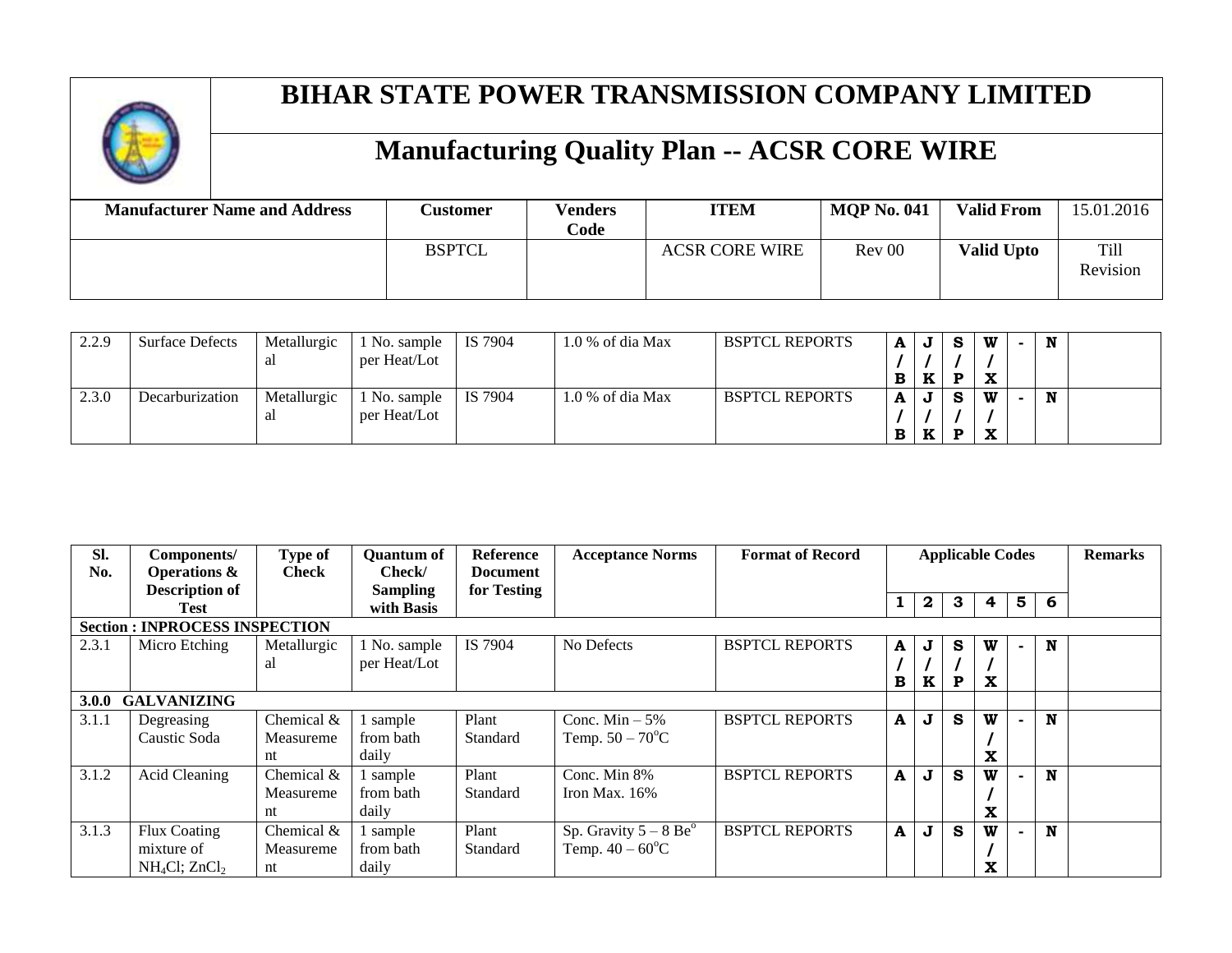# BIHAR STATE POWER TRANSMISSION COMPANY LIMITED

## Manufacturing Quality Plan -- ACSR CORE WIRE

| Manufacturer Name and Address | Customer | Venders Code | ITEM | MQP No. 041 | Valid From | 15.01.2016 |
|---|---|---|---|---|---|---|
| | BSPTCL | | ACSR CORE WIRE | Rev 00 | Valid Upto | Till Revision |

| Sl. No. | Components/ Operations & Description of Test | Type of Check | Quantum of Check/ Sampling with Basis | Reference Document for Testing | Acceptance Norms | Format of Record | Applicable Codes | | | | | | Remarks |
|---|---|---|---|---|---|---|---|---|---|---|---|---|---|
| | | | | | | | 1 | 2 | 3 | 4 | 5 | 6 | |
| 2.2.9 | Surface Defects | Metallurgical | 1 No. sample per Heat/Lot | IS 7904 | 1.0 % of dia Max | BSPTCL REPORTS | A / B | J / K | S / P | W / X | - | N | |
| 2.3.0 | Decarburization | Metallurgical | 1 No. sample per Heat/Lot | IS 7904 | 1.0 % of dia Max | BSPTCL REPORTS | A / B | J / K | S / P | W / X | - | N | |
| **Section : INPROCESS INSPECTION** | | | | | | | | | | | | | |
| 2.3.1 | Micro Etching | Metallurgical | 1 No. sample per Heat/Lot | IS 7904 | No Defects | BSPTCL REPORTS | A / B | J / K | S / P | W / X | - | N | |
| **3.0.0 GALVANIZING** | | | | | | | | | | | | | |
| 3.1.1 | Degreasing Caustic Soda | Chemical & Measurement | 1 sample from bath daily | Plant Standard | Conc. Min – 5% Temp. 50 – 70°C | BSPTCL REPORTS | A | J | S | W / X | - | N | |
| 3.1.2 | Acid Cleaning | Chemical & Measurement | 1 sample from bath daily | Plant Standard | Conc. Min 8% Iron Max. 16% | BSPTCL REPORTS | A | J | S | W / X | - | N | |
| 3.1.3 | Flux Coating mixture of $NH_4Cl$; $ZnCl_2$ | Chemical & Measurement | 1 sample from bath daily | Plant Standard | Sp. Gravity 5 – 8 Be° Temp. 40 – 60°C | BSPTCL REPORTS | A | J | S | W / X | - | N | |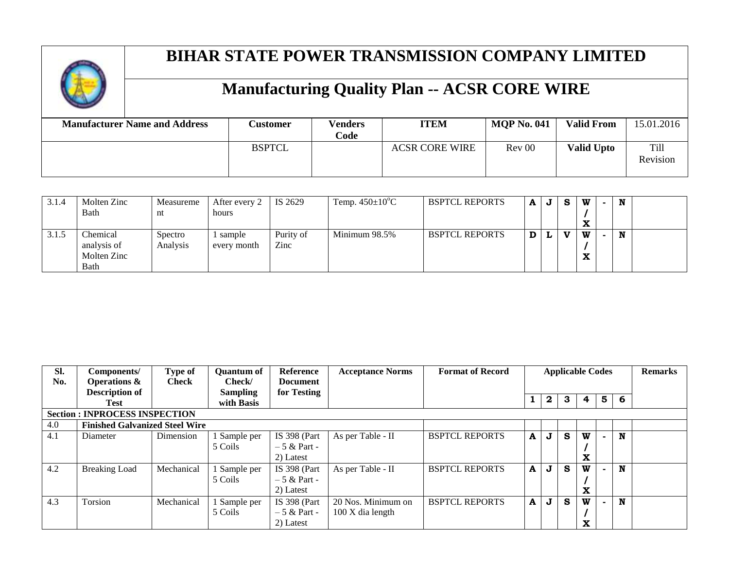# BIHAR STATE POWER TRANSMISSION COMPANY LIMITED

## Manufacturing Quality Plan -- ACSR CORE WIRE

| Manufacturer Name and Address | Customer | Venders Code | ITEM | MQP No. 041 | Valid From | 15.01.2016 |
|---|---|---|---|---|---|---|
| | BSPTCL | | ACSR CORE WIRE | Rev 00 | Valid Upto | Till Revision |

| Sl. No. | Components/ Operations & Description of Test | Type of Check | Quantum of Check/ Sampling with Basis | Reference Document for Testing | Acceptance Norms | Format of Record | Applicable Codes | | | | | | Remarks |
|---|---|---|---|---|---|---|---|---|---|---|---|---|---|
| | | | | | | | 1 | 2 | 3 | 4 | 5 | 6 | |
| 3.1.4 | Molten Zinc Bath | Measurement | After every 2 hours | IS 2629 | Temp. 450±10°C | BSPTCL REPORTS | A | J | S | W / X | - | N | |
| 3.1.5 | Chemical analysis of Molten Zinc Bath | Spectro Analysis | 1 sample every month | Purity of Zinc | Minimum 98.5% | BSPTCL REPORTS | D | L | V | W / X | - | N | |
| **Section : INPROCESS INSPECTION** | | | | | | | | | | | | | |
| 4.0 | **Finished Galvanized Steel Wire** | | | | | | | | | | | | |
| 4.1 | Diameter | Dimension | 1 Sample per 5 Coils | IS 398 (Part – 5 & Part - 2) Latest | As per Table - II | BSPTCL REPORTS | A | J | S | W / X | - | N | |
| 4.2 | Breaking Load | Mechanical | 1 Sample per 5 Coils | IS 398 (Part – 5 & Part - 2) Latest | As per Table - II | BSPTCL REPORTS | A | J | S | W / X | - | N | |
| 4.3 | Torsion | Mechanical | 1 Sample per 5 Coils | IS 398 (Part – 5 & Part - 2) Latest | 20 Nos. Minimum on 100 X dia length | BSPTCL REPORTS | A | J | S | W / X | - | N | |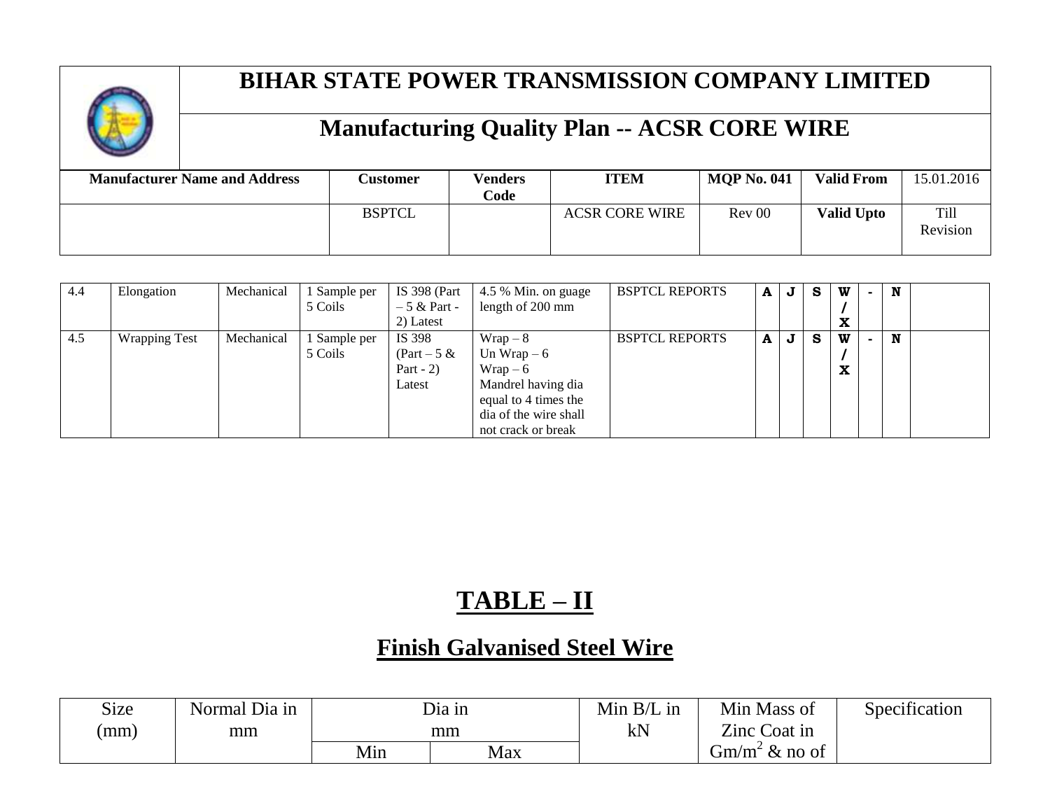# BIHAR STATE POWER TRANSMISSION COMPANY LIMITED

## Manufacturing Quality Plan -- ACSR CORE WIRE

| Manufacturer Name and Address | Customer | Venders Code | ITEM | MQP No. 041 | Valid From | 15.01.2016 |
|---|---|---|---|---|---|---|
| | BSPTCL | | ACSR CORE WIRE | Rev 00 | **Valid Upto** | Till Revision |

| | | | | | | | | | | | | | |
|---|---|---|---|---|---|---|---|---|---|---|---|---|---|
| 4.4 | Elongation | Mechanical | 1 Sample per 5 Coils | IS 398 (Part – 5 & Part - 2) Latest | 4.5 % Min. on guage length of 200 mm | BSPTCL REPORTS | **A** | **J** | **S** | **W / X** | **-** | **N** | |
| 4.5 | Wrapping Test | Mechanical | 1 Sample per 5 Coils | IS 398 (Part – 5 & Part - 2) Latest | Wrap – 8<br>Un Wrap – 6<br>Wrap – 6<br>Mandrel having dia equal to 4 times the dia of the wire shall not crack or break | BSPTCL REPORTS | **A** | **J** | **S** | **W / X** | **-** | **N** | |

# TABLE – II

## Finish Galvanised Steel Wire

| Size (mm) | Normal Dia in mm | Dia in mm | | Min B/L in kN | Min Mass of Zinc Coat in $Gm/m^2$ & no of | Specification |
|---|---|---|---|---|---|---|
| | | Min | Max | | | |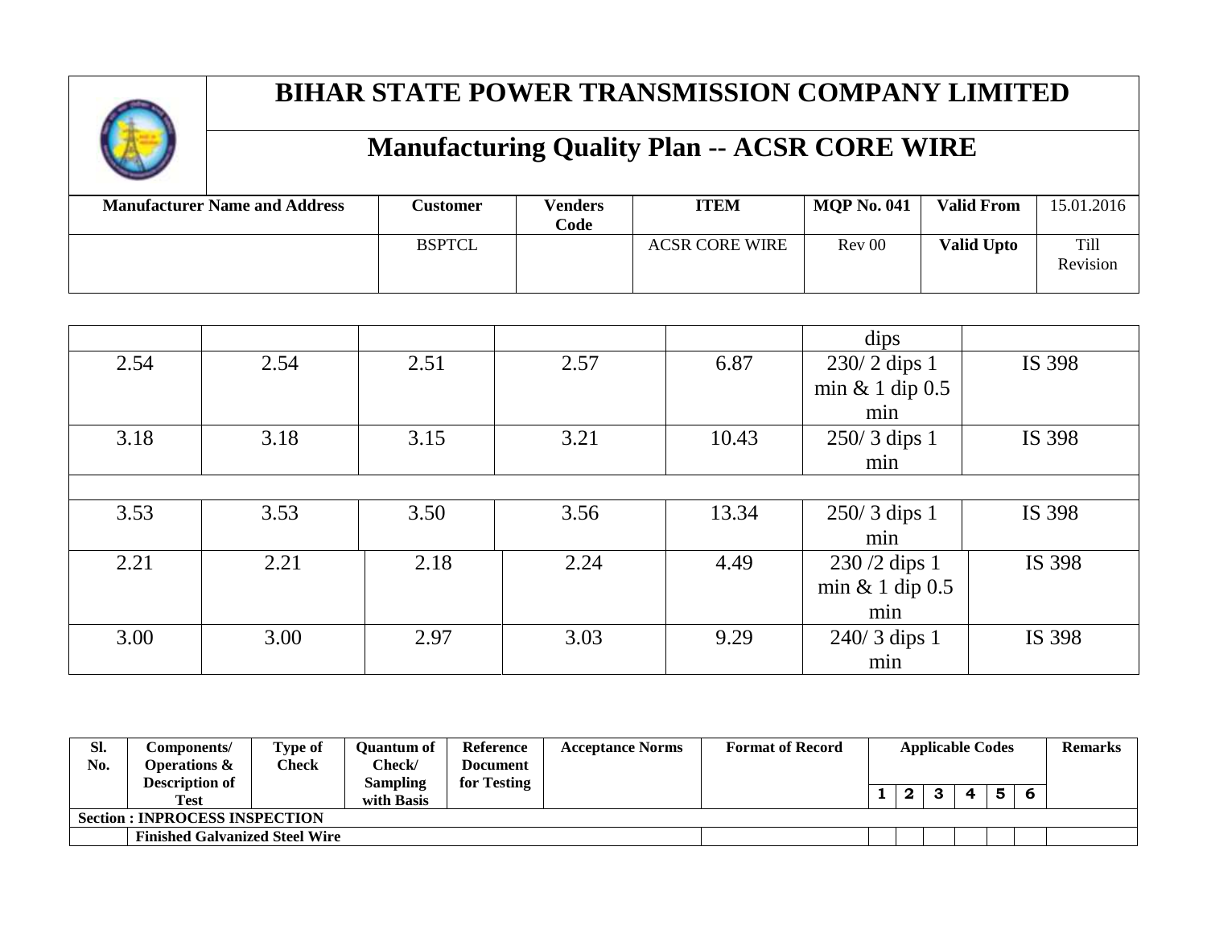# BIHAR STATE POWER TRANSMISSION COMPANY LIMITED

## Manufacturing Quality Plan -- ACSR CORE WIRE

| Manufacturer Name and Address | Customer | Venders Code | ITEM | MQP No. 041 | Valid From | 15.01.2016 |
|---|---|---|---|---|---|---|
| | BSPTCL | | ACSR CORE WIRE | Rev 00 | Valid Upto | Till Revision |

| | | | | | | |
|---|---|---|---|---|---|---|
| | | | | | dips | |
| 2.54 | 2.54 | 2.51 | 2.57 | 6.87 | 230/ 2 dips 1 min & 1 dip 0.5 min | IS 398 |
| 3.18 | 3.18 | 3.15 | 3.21 | 10.43 | 250/ 3 dips 1 min | IS 398 |
| | | | | | | |
| 3.53 | 3.53 | 3.50 | 3.56 | 13.34 | 250/ 3 dips 1 min | IS 398 |
| 2.21 | 2.21 | 2.18 | 2.24 | 4.49 | 230 /2 dips 1 min & 1 dip 0.5 min | IS 398 |
| 3.00 | 3.00 | 2.97 | 3.03 | 9.29 | 240/ 3 dips 1 min | IS 398 |

| Sl. No. | Components/ Operations & Description of Test | Type of Check | Quantum of Check/ Sampling with Basis | Reference Document for Testing | Acceptance Norms | Format of Record | Applicable Codes | | | | | | Remarks |
|---|---|---|---|---|---|---|---|---|---|---|---|---|---|
| | | | | | | | 1 | 2 | 3 | 4 | 5 | 6 | |
| **Section : INPROCESS INSPECTION** | | | | | | | | | | | | | |
| | **Finished Galvanized Steel Wire** | | | | | | | | | | | | |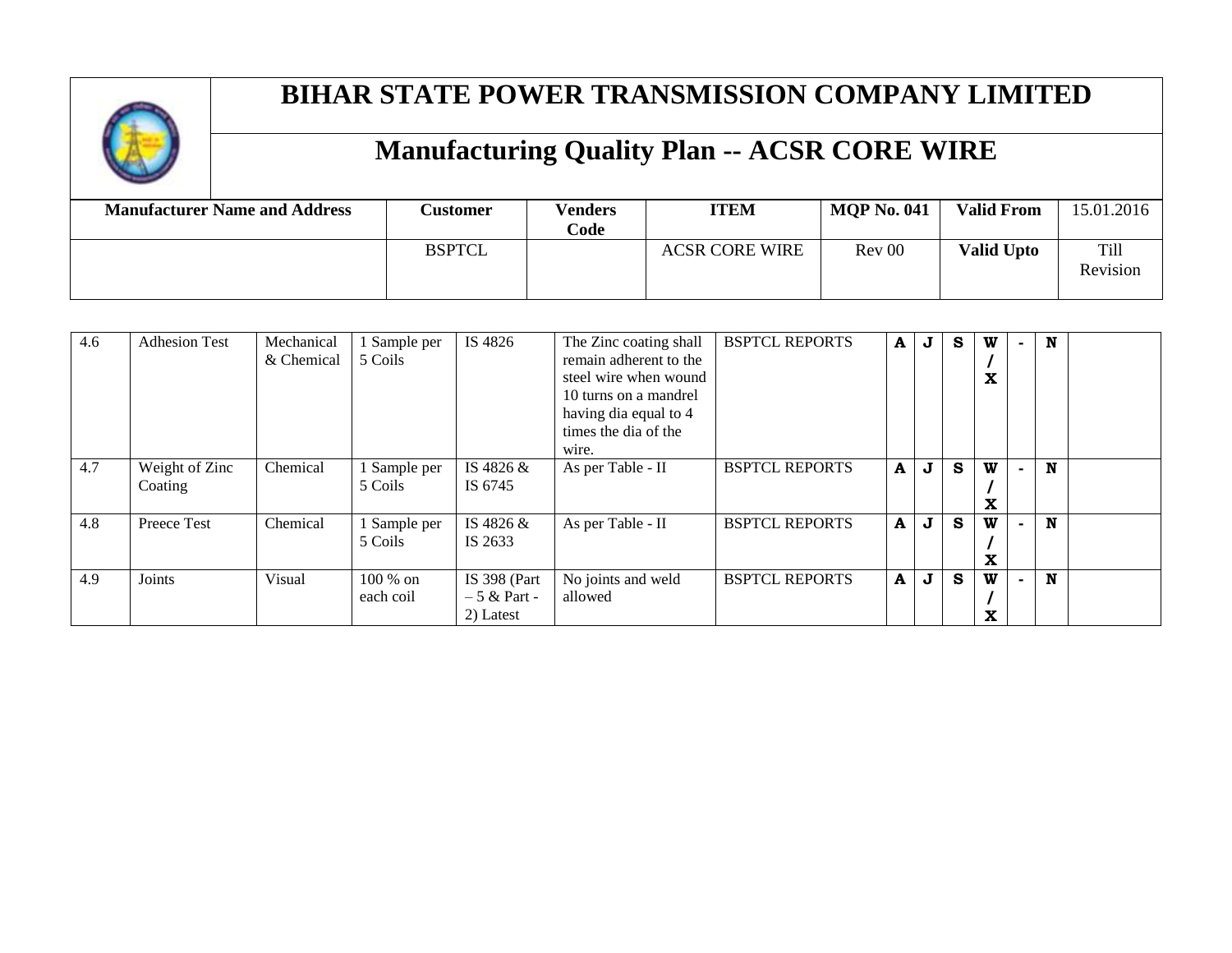# BIHAR STATE POWER TRANSMISSION COMPANY LIMITED

## Manufacturing Quality Plan -- ACSR CORE WIRE

| Manufacturer Name and Address | Customer | Venders Code | ITEM | MQP No. 041 | Valid From | 15.01.2016 |
|---|---|---|---|---|---|---|
| | BSPTCL | | ACSR CORE WIRE | Rev 00 | Valid Upto | Till Revision |

| | | | | | | | | | | | | | |
|---|---|---|---|---|---|---|---|---|---|---|---|---|---|
| 4.6 | Adhesion Test | Mechanical & Chemical | 1 Sample per 5 Coils | IS 4826 | The Zinc coating shall remain adherent to the steel wire when wound 10 turns on a mandrel having dia equal to 4 times the dia of the wire. | BSPTCL REPORTS | A | J | S | W / X | - | N | |
| 4.7 | Weight of Zinc Coating | Chemical | 1 Sample per 5 Coils | IS 4826 & IS 6745 | As per Table - II | BSPTCL REPORTS | A | J | S | W / X | - | N | |
| 4.8 | Preece Test | Chemical | 1 Sample per 5 Coils | IS 4826 & IS 2633 | As per Table - II | BSPTCL REPORTS | A | J | S | W / X | - | N | |
| 4.9 | Joints | Visual | 100 % on each coil | IS 398 (Part – 5 & Part - 2) Latest | No joints and weld allowed | BSPTCL REPORTS | A | J | S | W / X | - | N | |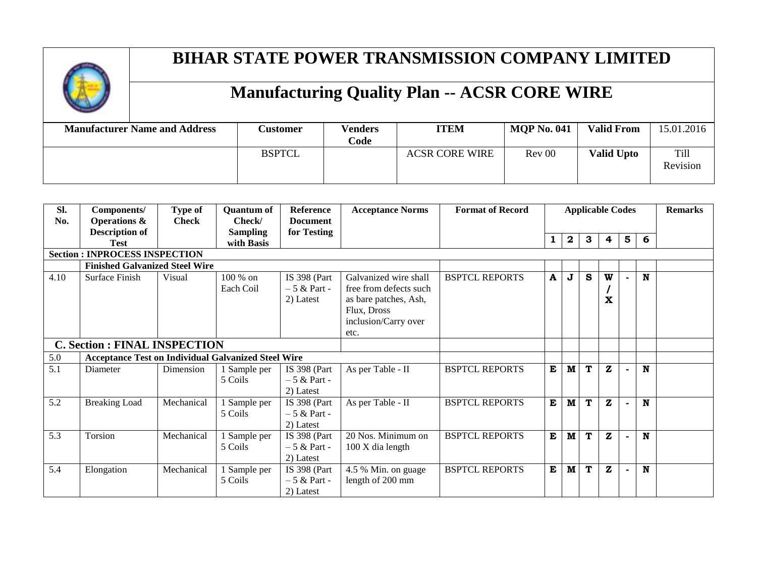# BIHAR STATE POWER TRANSMISSION COMPANY LIMITED

## Manufacturing Quality Plan -- ACSR CORE WIRE

| Manufacturer Name and Address | Customer | Venders Code | ITEM | MQP No. 041 | Valid From | 15.01.2016 |
|---|---|---|---|---|---|---|
| | BSPTCL | | ACSR CORE WIRE | Rev 00 | Valid Upto | Till Revision |

| Sl. No. | Components/ Operations & Description of Test | Type of Check | Quantum of Check/ Sampling with Basis | Reference Document for Testing | Acceptance Norms | Format of Record | Applicable Codes | | | | | | Remarks |
|---|---|---|---|---|---|---|---|---|---|---|---|---|---|
| | | | | | | | 1 | 2 | 3 | 4 | 5 | 6 | |
| **Section : INPROCESS INSPECTION** | | | | | | | | | | | | | |
| | **Finished Galvanized Steel Wire** | | | | | | | | | | | | |
| 4.10 | Surface Finish | Visual | 100 % on Each Coil | IS 398 (Part – 5 & Part - 2) Latest | Galvanized wire shall free from defects such as bare patches, Ash, Flux, Dross inclusion/Carry over etc. | BSPTCL REPORTS | A | J | S | W / X | - | N | |
| **C. Section : FINAL INSPECTION** | | | | | | | | | | | | | |
| 5.0 | **Acceptance Test on Individual Galvanized Steel Wire** | | | | | | | | | | | | |
| 5.1 | Diameter | Dimension | 1 Sample per 5 Coils | IS 398 (Part – 5 & Part - 2) Latest | As per Table - II | BSPTCL REPORTS | E | M | T | Z | - | N | |
| 5.2 | Breaking Load | Mechanical | 1 Sample per 5 Coils | IS 398 (Part – 5 & Part - 2) Latest | As per Table - II | BSPTCL REPORTS | E | M | T | Z | - | N | |
| 5.3 | Torsion | Mechanical | 1 Sample per 5 Coils | IS 398 (Part – 5 & Part - 2) Latest | 20 Nos. Minimum on 100 X dia length | BSPTCL REPORTS | E | M | T | Z | - | N | |
| 5.4 | Elongation | Mechanical | 1 Sample per 5 Coils | IS 398 (Part – 5 & Part - 2) Latest | 4.5 % Min. on guage length of 200 mm | BSPTCL REPORTS | E | M | T | Z | - | N | |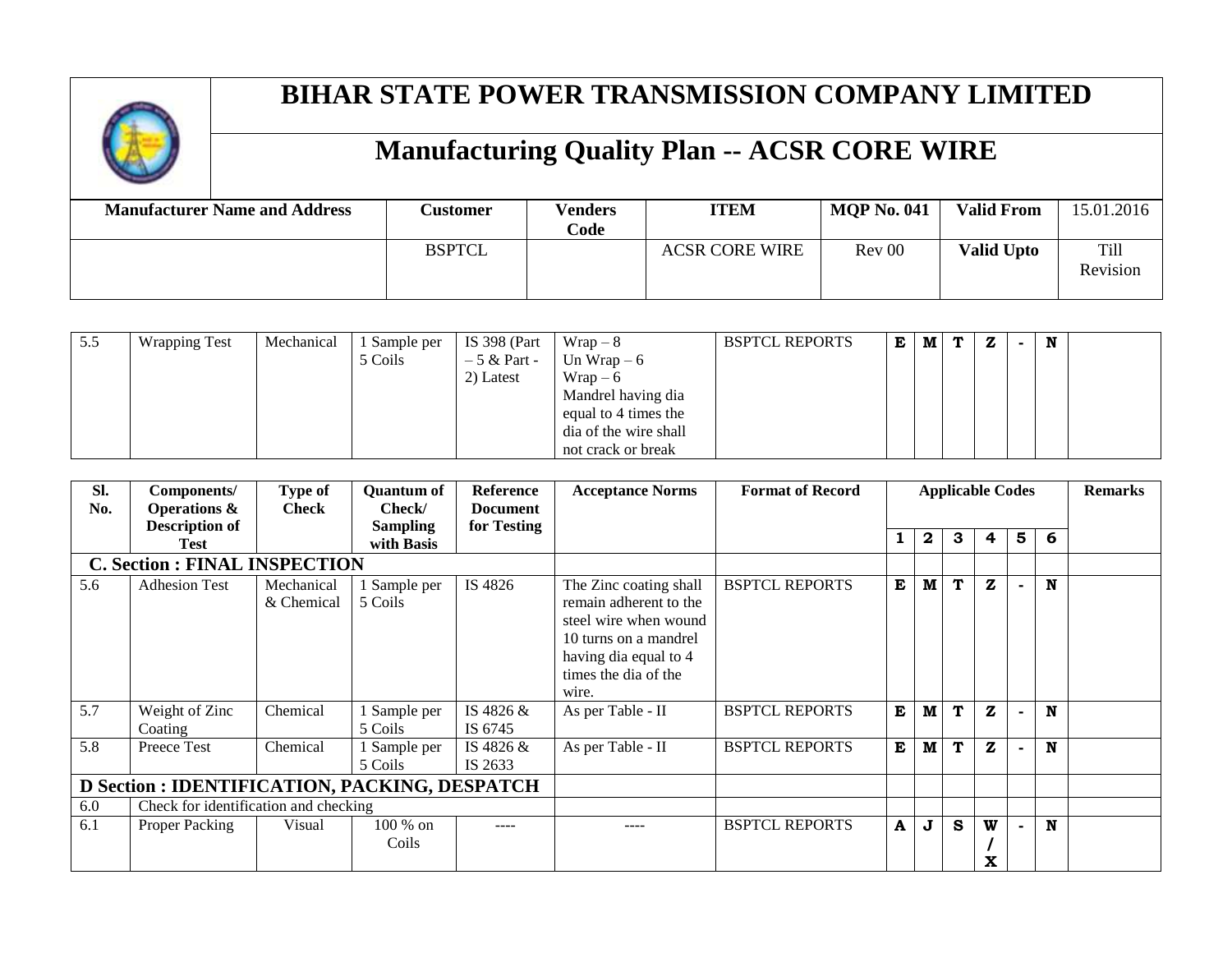# BIHAR STATE POWER TRANSMISSION COMPANY LIMITED

## Manufacturing Quality Plan -- ACSR CORE WIRE

| Manufacturer Name and Address | Customer | Venders Code | ITEM | MQP No. 041 | Valid From | 15.01.2016 |
|---|---|---|---|---|---|---|
| | BSPTCL | | ACSR CORE WIRE | Rev 00 | Valid Upto | Till Revision |

| Sl. No. | Components/ Operations & Description of Test | Type of Check | Quantum of Check/ Sampling with Basis | Reference Document for Testing | Acceptance Norms | Format of Record | Applicable Codes | | | | | | Remarks |
|---|---|---|---|---|---|---|---|---|---|---|---|---|---|
| | | | | | | | 1 | 2 | 3 | 4 | 5 | 6 | |
| 5.5 | Wrapping Test | Mechanical | 1 Sample per 5 Coils | IS 398 (Part – 5 & Part - 2) Latest | Wrap – 8<br>Un Wrap – 6<br>Wrap – 6<br>Mandrel having dia equal to 4 times the dia of the wire shall not crack or break | BSPTCL REPORTS | E | M | T | Z | - | N | |
| **C. Section : FINAL INSPECTION** | | | | | | | | | | | | | |
| 5.6 | Adhesion Test | Mechanical & Chemical | 1 Sample per 5 Coils | IS 4826 | The Zinc coating shall remain adherent to the steel wire when wound 10 turns on a mandrel having dia equal to 4 times the dia of the wire. | BSPTCL REPORTS | E | M | T | Z | - | N | |
| 5.7 | Weight of Zinc Coating | Chemical | 1 Sample per 5 Coils | IS 4826 & IS 6745 | As per Table - II | BSPTCL REPORTS | E | M | T | Z | - | N | |
| 5.8 | Preece Test | Chemical | 1 Sample per 5 Coils | IS 4826 & IS 2633 | As per Table - II | BSPTCL REPORTS | E | M | T | Z | - | N | |
| **D Section : IDENTIFICATION, PACKING, DESPATCH** | | | | | | | | | | | | | |
| 6.0 | Check for identification and checking | | | | | | | | | | | | |
| 6.1 | Proper Packing | Visual | 100 % on Coils | ---- | ---- | BSPTCL REPORTS | A | J | S | W / X | - | N | |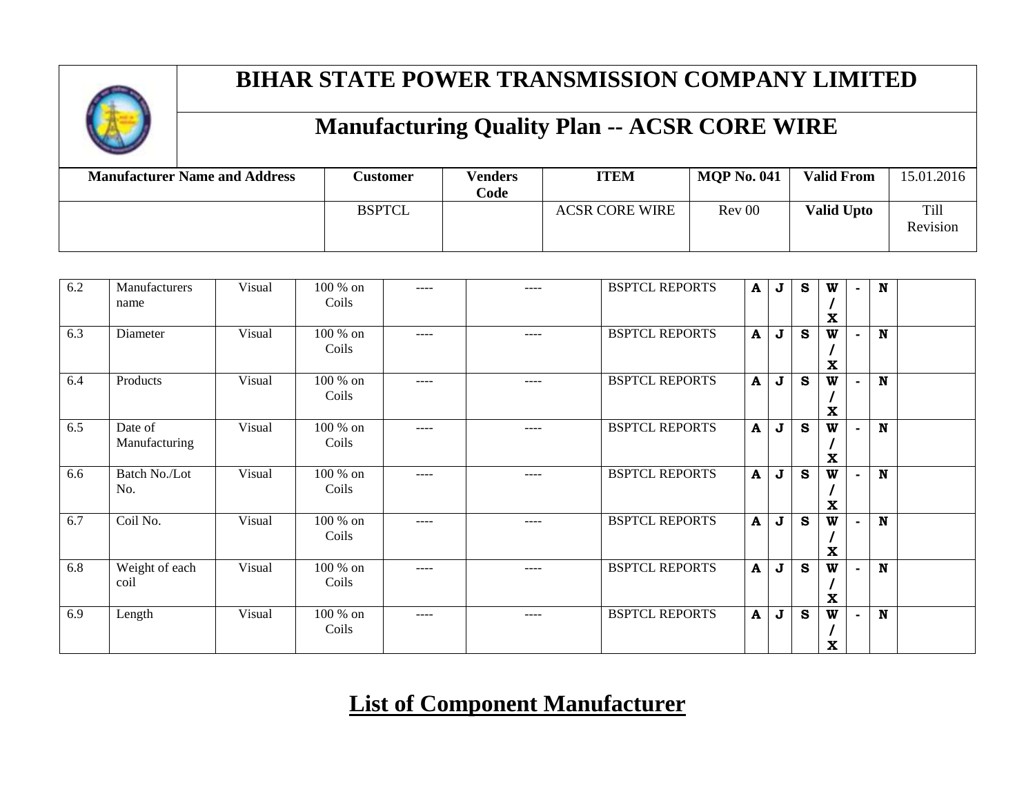# BIHAR STATE POWER TRANSMISSION COMPANY LIMITED

## Manufacturing Quality Plan -- ACSR CORE WIRE

| Manufacturer Name and Address | Customer | Venders Code | ITEM | MQP No. 041 | Valid From | 15.01.2016 |
|---|---|---|---|---|---|---|
| | BSPTCL | | ACSR CORE WIRE | Rev 00 | Valid Upto | Till Revision |

| | | | | | | | | | | | | | |
|---|---|---|---|---|---|---|---|---|---|---|---|---|---|
| 6.2 | Manufacturers name | Visual | 100 % on Coils | ---- | ---- | BSPTCL REPORTS | A | J | S | W / X | - | N | |
| 6.3 | Diameter | Visual | 100 % on Coils | ---- | ---- | BSPTCL REPORTS | A | J | S | W / X | - | N | |
| 6.4 | Products | Visual | 100 % on Coils | ---- | ---- | BSPTCL REPORTS | A | J | S | W / X | - | N | |
| 6.5 | Date of Manufacturing | Visual | 100 % on Coils | ---- | ---- | BSPTCL REPORTS | A | J | S | W / X | - | N | |
| 6.6 | Batch No./Lot No. | Visual | 100 % on Coils | ---- | ---- | BSPTCL REPORTS | A | J | S | W / X | - | N | |
| 6.7 | Coil No. | Visual | 100 % on Coils | ---- | ---- | BSPTCL REPORTS | A | J | S | W / X | - | N | |
| 6.8 | Weight of each coil | Visual | 100 % on Coils | ---- | ---- | BSPTCL REPORTS | A | J | S | W / X | - | N | |
| 6.9 | Length | Visual | 100 % on Coils | ---- | ---- | BSPTCL REPORTS | A | J | S | W / X | - | N | |

## List of Component Manufacturer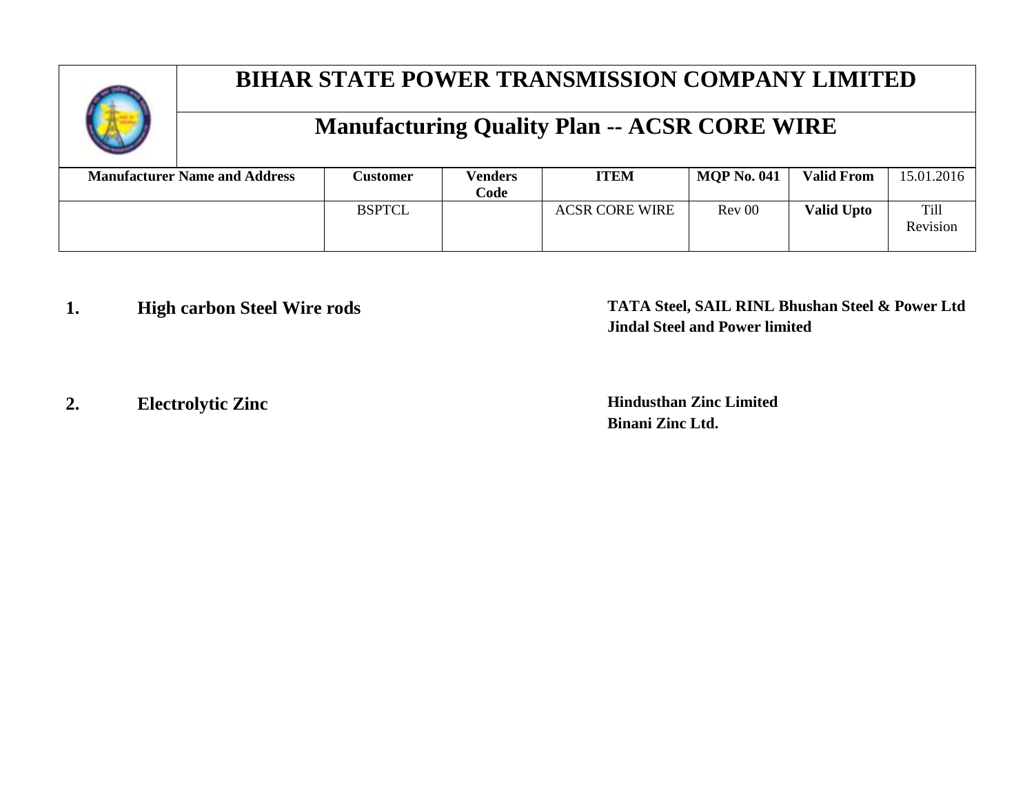# BIHAR STATE POWER TRANSMISSION COMPANY LIMITED

## Manufacturing Quality Plan -- ACSR CORE WIRE

| Manufacturer Name and Address | Customer | Venders Code | ITEM | MQP No. 041 | Valid From | 15.01.2016 |
|---|---|---|---|---|---|---|
| | BSPTCL | | ACSR CORE WIRE | Rev 00 | **Valid Upto** | Till Revision |

| | | |
|---|---|---|
| **1.** | **High carbon Steel Wire rods** | **TATA Steel, SAIL RINL Bhushan Steel & Power Ltd<br>Jindal Steel and Power limited** |
| **2.** | **Electrolytic Zinc** | **Hindusthan Zinc Limited<br>Binani Zinc Ltd.** |